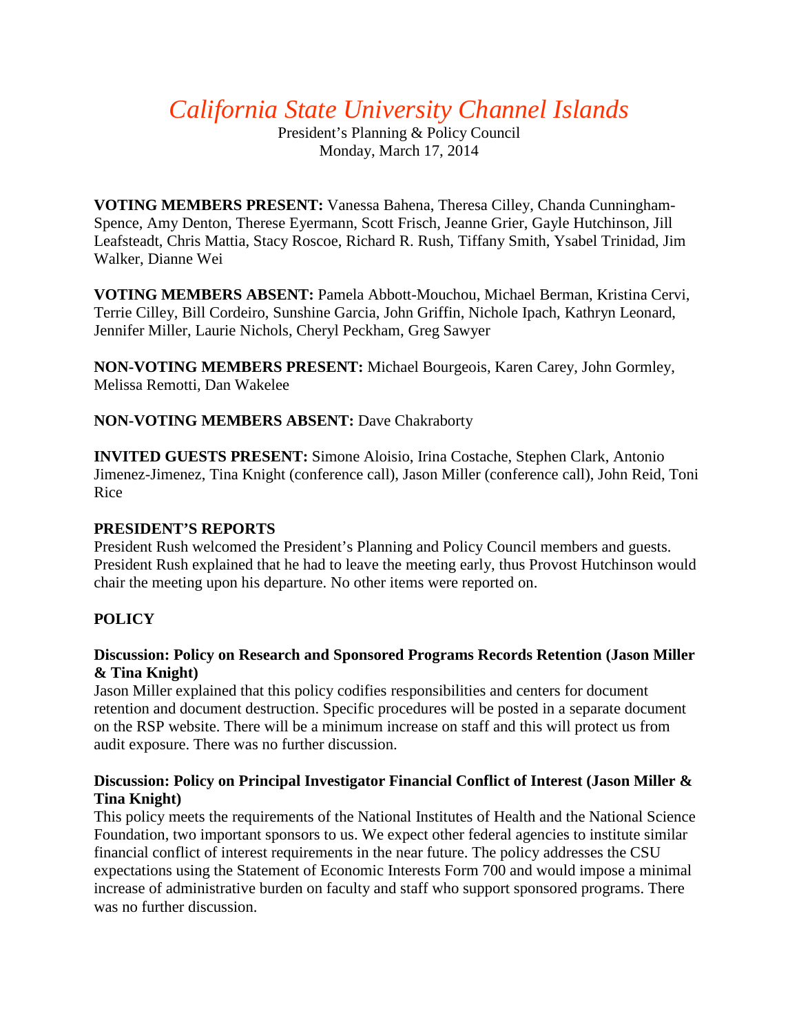# *California State University Channel Islands*

President's Planning & Policy Council
Monday, March 17, 2014

**VOTING MEMBERS PRESENT:** Vanessa Bahena, Theresa Cilley, Chanda Cunningham-Spence, Amy Denton, Therese Eyermann, Scott Frisch, Jeanne Grier, Gayle Hutchinson, Jill Leafsteadt, Chris Mattia, Stacy Roscoe, Richard R. Rush, Tiffany Smith, Ysabel Trinidad, Jim Walker, Dianne Wei

**VOTING MEMBERS ABSENT:** Pamela Abbott-Mouchou, Michael Berman, Kristina Cervi, Terrie Cilley, Bill Cordeiro, Sunshine Garcia, John Griffin, Nichole Ipach, Kathryn Leonard, Jennifer Miller, Laurie Nichols, Cheryl Peckham, Greg Sawyer

**NON-VOTING MEMBERS PRESENT:** Michael Bourgeois, Karen Carey, John Gormley, Melissa Remotti, Dan Wakelee

**NON-VOTING MEMBERS ABSENT:** Dave Chakraborty

**INVITED GUESTS PRESENT:** Simone Aloisio, Irina Costache, Stephen Clark, Antonio Jimenez-Jimenez, Tina Knight (conference call), Jason Miller (conference call), John Reid, Toni Rice

## PRESIDENT'S REPORTS

President Rush welcomed the President's Planning and Policy Council members and guests. President Rush explained that he had to leave the meeting early, thus Provost Hutchinson would chair the meeting upon his departure. No other items were reported on.

## POLICY

### Discussion: Policy on Research and Sponsored Programs Records Retention (Jason Miller & Tina Knight)

Jason Miller explained that this policy codifies responsibilities and centers for document retention and document destruction. Specific procedures will be posted in a separate document on the RSP website. There will be a minimum increase on staff and this will protect us from audit exposure. There was no further discussion.

### Discussion: Policy on Principal Investigator Financial Conflict of Interest (Jason Miller & Tina Knight)

This policy meets the requirements of the National Institutes of Health and the National Science Foundation, two important sponsors to us. We expect other federal agencies to institute similar financial conflict of interest requirements in the near future. The policy addresses the CSU expectations using the Statement of Economic Interests Form 700 and would impose a minimal increase of administrative burden on faculty and staff who support sponsored programs. There was no further discussion.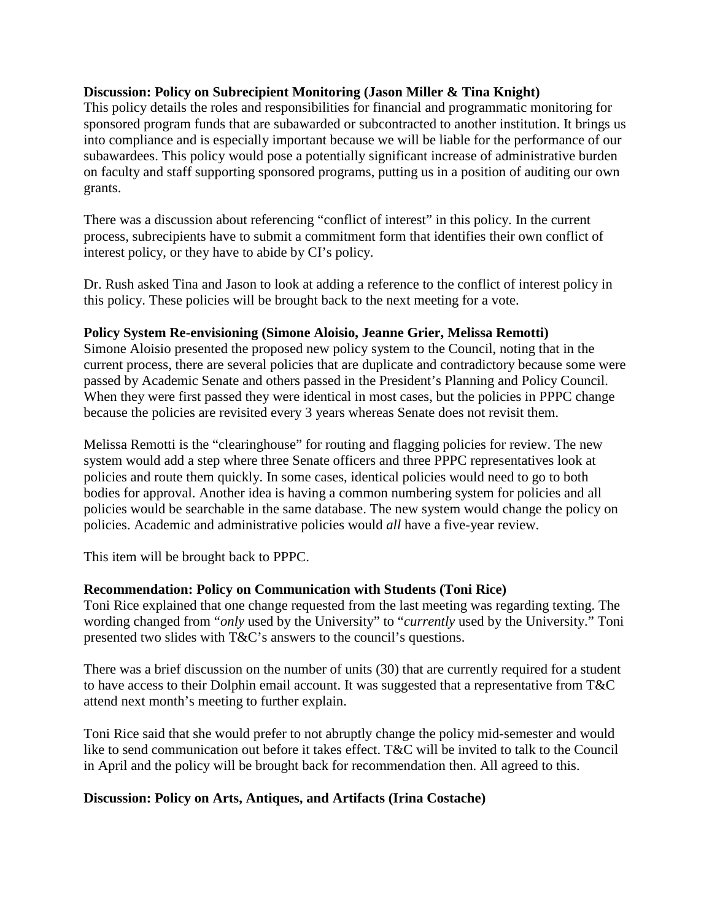**Discussion: Policy on Subrecipient Monitoring (Jason Miller & Tina Knight)**

This policy details the roles and responsibilities for financial and programmatic monitoring for sponsored program funds that are subawarded or subcontracted to another institution. It brings us into compliance and is especially important because we will be liable for the performance of our subawardees. This policy would pose a potentially significant increase of administrative burden on faculty and staff supporting sponsored programs, putting us in a position of auditing our own grants.

There was a discussion about referencing "conflict of interest" in this policy. In the current process, subrecipients have to submit a commitment form that identifies their own conflict of interest policy, or they have to abide by CI's policy.

Dr. Rush asked Tina and Jason to look at adding a reference to the conflict of interest policy in this policy. These policies will be brought back to the next meeting for a vote.

**Policy System Re-envisioning (Simone Aloisio, Jeanne Grier, Melissa Remotti)**

Simone Aloisio presented the proposed new policy system to the Council, noting that in the current process, there are several policies that are duplicate and contradictory because some were passed by Academic Senate and others passed in the President's Planning and Policy Council. When they were first passed they were identical in most cases, but the policies in PPPC change because the policies are revisited every 3 years whereas Senate does not revisit them.

Melissa Remotti is the "clearinghouse" for routing and flagging policies for review. The new system would add a step where three Senate officers and three PPPC representatives look at policies and route them quickly. In some cases, identical policies would need to go to both bodies for approval. Another idea is having a common numbering system for policies and all policies would be searchable in the same database. The new system would change the policy on policies. Academic and administrative policies would *all* have a five-year review.

This item will be brought back to PPPC.

**Recommendation: Policy on Communication with Students (Toni Rice)**

Toni Rice explained that one change requested from the last meeting was regarding texting. The wording changed from "*only* used by the University" to "*currently* used by the University." Toni presented two slides with T&C's answers to the council's questions.

There was a brief discussion on the number of units (30) that are currently required for a student to have access to their Dolphin email account. It was suggested that a representative from T&C attend next month's meeting to further explain.

Toni Rice said that she would prefer to not abruptly change the policy mid-semester and would like to send communication out before it takes effect. T&C will be invited to talk to the Council in April and the policy will be brought back for recommendation then. All agreed to this.

**Discussion: Policy on Arts, Antiques, and Artifacts (Irina Costache)**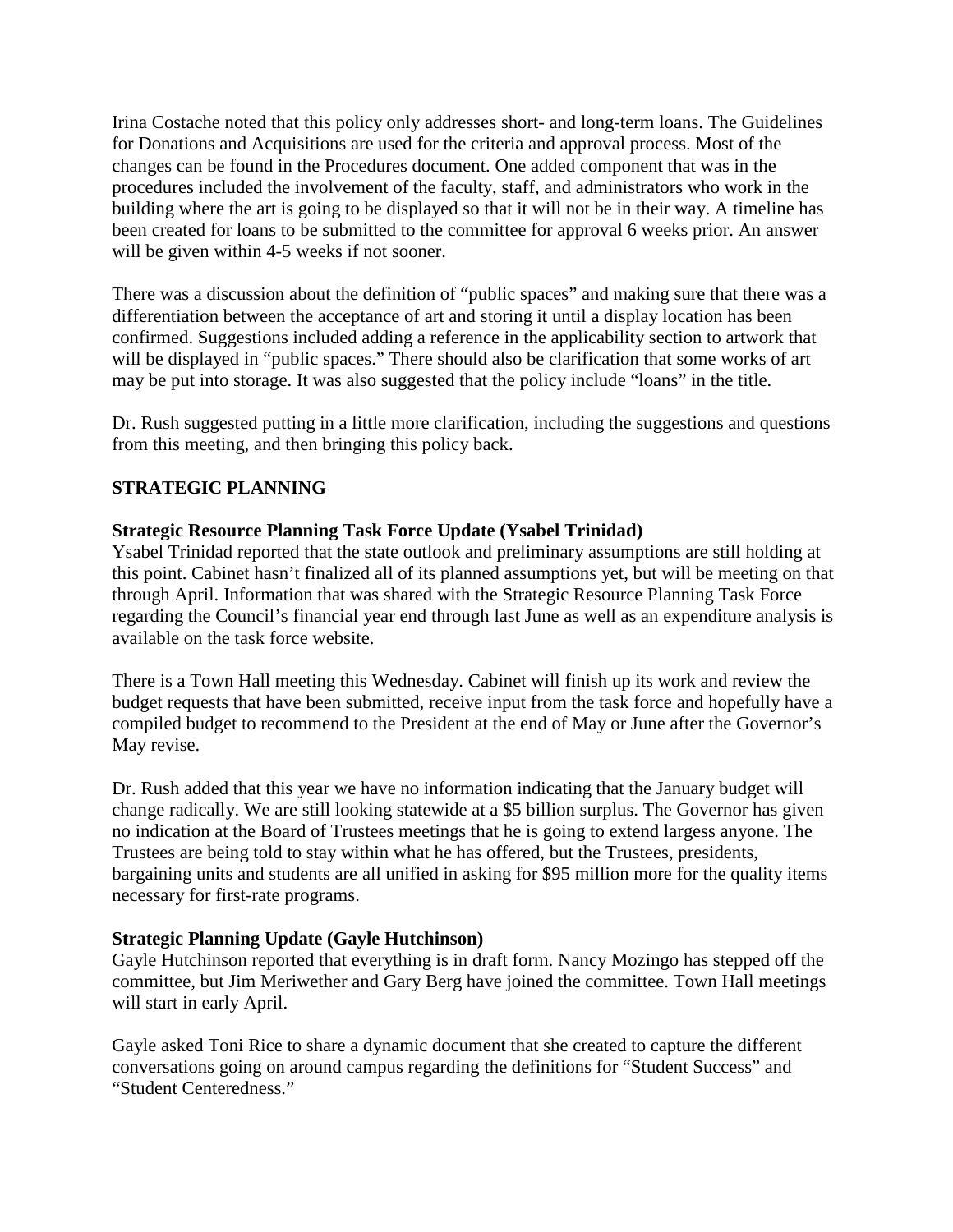Irina Costache noted that this policy only addresses short- and long-term loans. The Guidelines for Donations and Acquisitions are used for the criteria and approval process. Most of the changes can be found in the Procedures document. One added component that was in the procedures included the involvement of the faculty, staff, and administrators who work in the building where the art is going to be displayed so that it will not be in their way. A timeline has been created for loans to be submitted to the committee for approval 6 weeks prior. An answer will be given within 4-5 weeks if not sooner.

There was a discussion about the definition of "public spaces" and making sure that there was a differentiation between the acceptance of art and storing it until a display location has been confirmed. Suggestions included adding a reference in the applicability section to artwork that will be displayed in "public spaces." There should also be clarification that some works of art may be put into storage. It was also suggested that the policy include "loans" in the title.

Dr. Rush suggested putting in a little more clarification, including the suggestions and questions from this meeting, and then bringing this policy back.

## STRATEGIC PLANNING

**Strategic Resource Planning Task Force Update (Ysabel Trinidad)**

Ysabel Trinidad reported that the state outlook and preliminary assumptions are still holding at this point. Cabinet hasn't finalized all of its planned assumptions yet, but will be meeting on that through April. Information that was shared with the Strategic Resource Planning Task Force regarding the Council's financial year end through last June as well as an expenditure analysis is available on the task force website.

There is a Town Hall meeting this Wednesday. Cabinet will finish up its work and review the budget requests that have been submitted, receive input from the task force and hopefully have a compiled budget to recommend to the President at the end of May or June after the Governor's May revise.

Dr. Rush added that this year we have no information indicating that the January budget will change radically. We are still looking statewide at a $5 billion surplus. The Governor has given no indication at the Board of Trustees meetings that he is going to extend largess anyone. The Trustees are being told to stay within what he has offered, but the Trustees, presidents, bargaining units and students are all unified in asking for $95 million more for the quality items necessary for first-rate programs.

**Strategic Planning Update (Gayle Hutchinson)**

Gayle Hutchinson reported that everything is in draft form. Nancy Mozingo has stepped off the committee, but Jim Meriwether and Gary Berg have joined the committee. Town Hall meetings will start in early April.

Gayle asked Toni Rice to share a dynamic document that she created to capture the different conversations going on around campus regarding the definitions for "Student Success" and "Student Centeredness."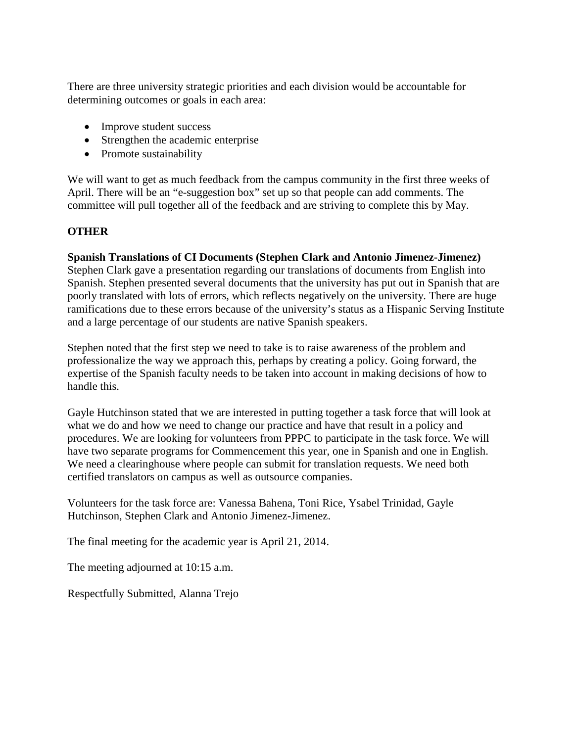There are three university strategic priorities and each division would be accountable for determining outcomes or goals in each area:

- Improve student success
- Strengthen the academic enterprise
- Promote sustainability

We will want to get as much feedback from the campus community in the first three weeks of April. There will be an "e-suggestion box" set up so that people can add comments. The committee will pull together all of the feedback and are striving to complete this by May.

**OTHER**

**Spanish Translations of CI Documents (Stephen Clark and Antonio Jimenez-Jimenez)**
Stephen Clark gave a presentation regarding our translations of documents from English into Spanish. Stephen presented several documents that the university has put out in Spanish that are poorly translated with lots of errors, which reflects negatively on the university. There are huge ramifications due to these errors because of the university's status as a Hispanic Serving Institute and a large percentage of our students are native Spanish speakers.

Stephen noted that the first step we need to take is to raise awareness of the problem and professionalize the way we approach this, perhaps by creating a policy. Going forward, the expertise of the Spanish faculty needs to be taken into account in making decisions of how to handle this.

Gayle Hutchinson stated that we are interested in putting together a task force that will look at what we do and how we need to change our practice and have that result in a policy and procedures. We are looking for volunteers from PPPC to participate in the task force. We will have two separate programs for Commencement this year, one in Spanish and one in English. We need a clearinghouse where people can submit for translation requests. We need both certified translators on campus as well as outsource companies.

Volunteers for the task force are: Vanessa Bahena, Toni Rice, Ysabel Trinidad, Gayle Hutchinson, Stephen Clark and Antonio Jimenez-Jimenez.

The final meeting for the academic year is April 21, 2014.

The meeting adjourned at 10:15 a.m.

Respectfully Submitted, Alanna Trejo